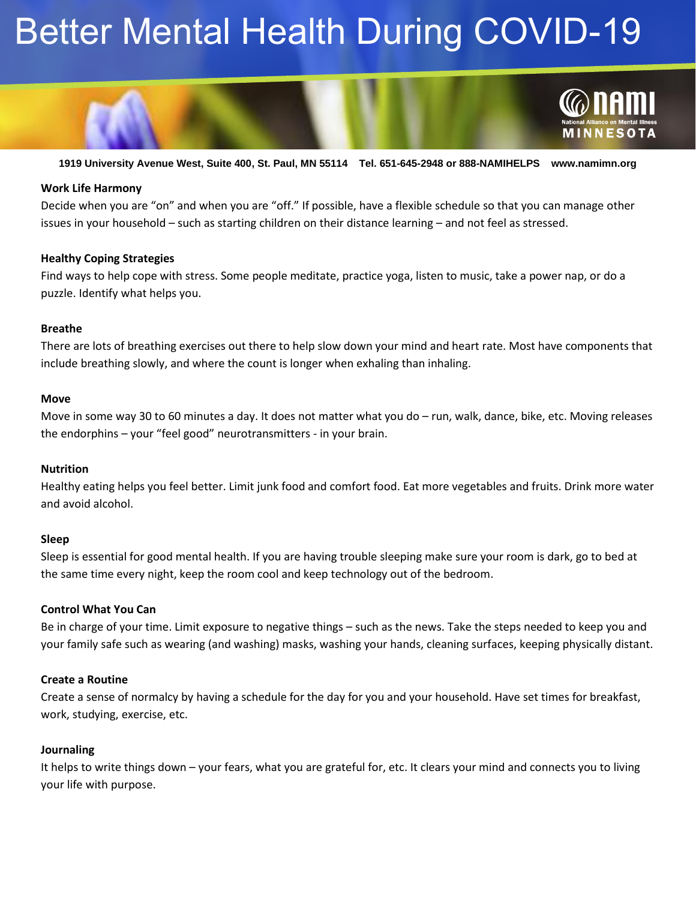# Better Mental Health During COVID-19

NAMI National Alliance on Mental Illness MINNESOTA

**1919 University Avenue West, Suite 400, St. Paul, MN 55114 Tel. 651-645-2948 or 888-NAMIHELPS www.namimn.org**

**Work Life Harmony**

Decide when you are "on" and when you are "off." If possible, have a flexible schedule so that you can manage other issues in your household – such as starting children on their distance learning – and not feel as stressed.

**Healthy Coping Strategies**

Find ways to help cope with stress. Some people meditate, practice yoga, listen to music, take a power nap, or do a puzzle. Identify what helps you.

**Breathe**

There are lots of breathing exercises out there to help slow down your mind and heart rate. Most have components that include breathing slowly, and where the count is longer when exhaling than inhaling.

**Move**

Move in some way 30 to 60 minutes a day. It does not matter what you do – run, walk, dance, bike, etc. Moving releases the endorphins – your "feel good" neurotransmitters - in your brain.

**Nutrition**

Healthy eating helps you feel better. Limit junk food and comfort food. Eat more vegetables and fruits. Drink more water and avoid alcohol.

**Sleep**

Sleep is essential for good mental health. If you are having trouble sleeping make sure your room is dark, go to bed at the same time every night, keep the room cool and keep technology out of the bedroom.

**Control What You Can**

Be in charge of your time. Limit exposure to negative things – such as the news. Take the steps needed to keep you and your family safe such as wearing (and washing) masks, washing your hands, cleaning surfaces, keeping physically distant.

**Create a Routine**

Create a sense of normalcy by having a schedule for the day for you and your household. Have set times for breakfast, work, studying, exercise, etc.

**Journaling**

It helps to write things down – your fears, what you are grateful for, etc. It clears your mind and connects you to living your life with purpose.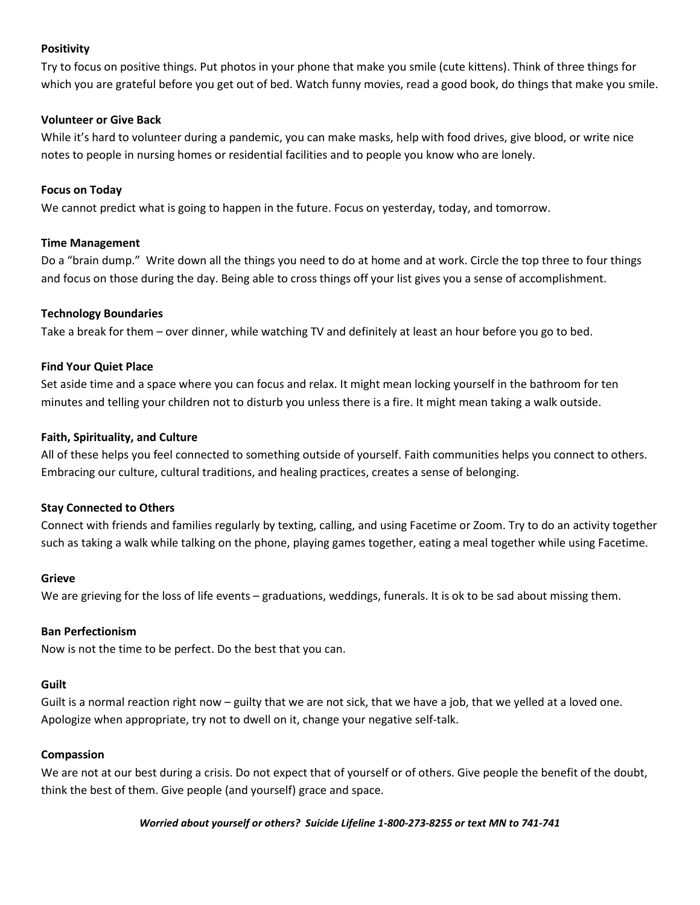**Positivity**

Try to focus on positive things. Put photos in your phone that make you smile (cute kittens). Think of three things for which you are grateful before you get out of bed. Watch funny movies, read a good book, do things that make you smile.

**Volunteer or Give Back**

While it's hard to volunteer during a pandemic, you can make masks, help with food drives, give blood, or write nice notes to people in nursing homes or residential facilities and to people you know who are lonely.

**Focus on Today**

We cannot predict what is going to happen in the future. Focus on yesterday, today, and tomorrow.

**Time Management**

Do a "brain dump." Write down all the things you need to do at home and at work. Circle the top three to four things and focus on those during the day. Being able to cross things off your list gives you a sense of accomplishment.

**Technology Boundaries**

Take a break for them – over dinner, while watching TV and definitely at least an hour before you go to bed.

**Find Your Quiet Place**

Set aside time and a space where you can focus and relax. It might mean locking yourself in the bathroom for ten minutes and telling your children not to disturb you unless there is a fire. It might mean taking a walk outside.

**Faith, Spirituality, and Culture**

All of these helps you feel connected to something outside of yourself. Faith communities helps you connect to others. Embracing our culture, cultural traditions, and healing practices, creates a sense of belonging.

**Stay Connected to Others**

Connect with friends and families regularly by texting, calling, and using Facetime or Zoom. Try to do an activity together such as taking a walk while talking on the phone, playing games together, eating a meal together while using Facetime.

**Grieve**

We are grieving for the loss of life events – graduations, weddings, funerals. It is ok to be sad about missing them.

**Ban Perfectionism**

Now is not the time to be perfect. Do the best that you can.

**Guilt**

Guilt is a normal reaction right now – guilty that we are not sick, that we have a job, that we yelled at a loved one. Apologize when appropriate, try not to dwell on it, change your negative self-talk.

**Compassion**

We are not at our best during a crisis. Do not expect that of yourself or of others. Give people the benefit of the doubt, think the best of them. Give people (and yourself) grace and space.

***Worried about yourself or others? Suicide Lifeline 1-800-273-8255 or text MN to 741-741***